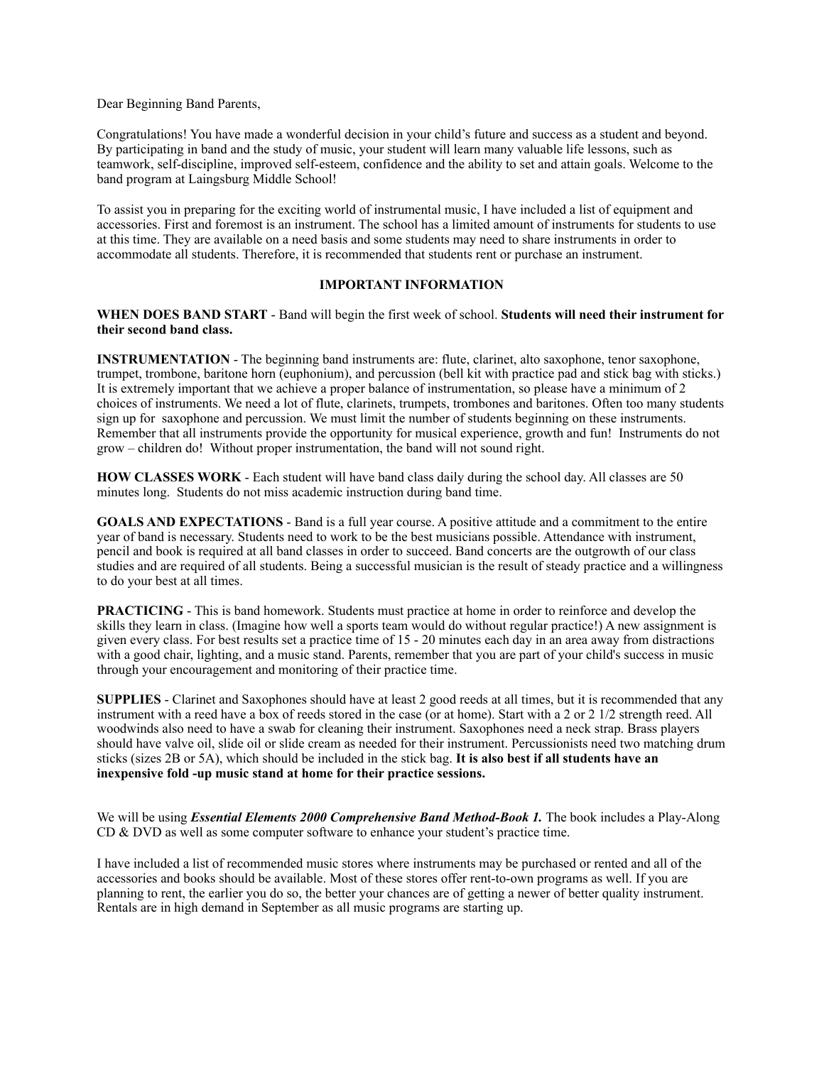Dear Beginning Band Parents,

Congratulations! You have made a wonderful decision in your child's future and success as a student and beyond. By participating in band and the study of music, your student will learn many valuable life lessons, such as teamwork, self-discipline, improved self-esteem, confidence and the ability to set and attain goals. Welcome to the band program at Laingsburg Middle School!

To assist you in preparing for the exciting world of instrumental music, I have included a list of equipment and accessories. First and foremost is an instrument. The school has a limited amount of instruments for students to use at this time. They are available on a need basis and some students may need to share instruments in order to accommodate all students. Therefore, it is recommended that students rent or purchase an instrument.

## IMPORTANT INFORMATION

**WHEN DOES BAND START** - Band will begin the first week of school. **Students will need their instrument for their second band class.**

**INSTRUMENTATION** - The beginning band instruments are: flute, clarinet, alto saxophone, tenor saxophone, trumpet, trombone, baritone horn (euphonium), and percussion (bell kit with practice pad and stick bag with sticks.) It is extremely important that we achieve a proper balance of instrumentation, so please have a minimum of 2 choices of instruments. We need a lot of flute, clarinets, trumpets, trombones and baritones. Often too many students sign up for saxophone and percussion. We must limit the number of students beginning on these instruments. Remember that all instruments provide the opportunity for musical experience, growth and fun! Instruments do not grow – children do! Without proper instrumentation, the band will not sound right.

**HOW CLASSES WORK** - Each student will have band class daily during the school day. All classes are 50 minutes long. Students do not miss academic instruction during band time.

**GOALS AND EXPECTATIONS** - Band is a full year course. A positive attitude and a commitment to the entire year of band is necessary. Students need to work to be the best musicians possible. Attendance with instrument, pencil and book is required at all band classes in order to succeed. Band concerts are the outgrowth of our class studies and are required of all students. Being a successful musician is the result of steady practice and a willingness to do your best at all times.

**PRACTICING** - This is band homework. Students must practice at home in order to reinforce and develop the skills they learn in class. (Imagine how well a sports team would do without regular practice!) A new assignment is given every class. For best results set a practice time of 15 - 20 minutes each day in an area away from distractions with a good chair, lighting, and a music stand. Parents, remember that you are part of your child's success in music through your encouragement and monitoring of their practice time.

**SUPPLIES** - Clarinet and Saxophones should have at least 2 good reeds at all times, but it is recommended that any instrument with a reed have a box of reeds stored in the case (or at home). Start with a 2 or 2 1/2 strength reed. All woodwinds also need to have a swab for cleaning their instrument. Saxophones need a neck strap. Brass players should have valve oil, slide oil or slide cream as needed for their instrument. Percussionists need two matching drum sticks (sizes 2B or 5A), which should be included in the stick bag. **It is also best if all students have an inexpensive fold -up music stand at home for their practice sessions.**

We will be using ***Essential Elements 2000 Comprehensive Band Method-Book 1.*** The book includes a Play-Along CD & DVD as well as some computer software to enhance your student's practice time.

I have included a list of recommended music stores where instruments may be purchased or rented and all of the accessories and books should be available. Most of these stores offer rent-to-own programs as well. If you are planning to rent, the earlier you do so, the better your chances are of getting a newer of better quality instrument. Rentals are in high demand in September as all music programs are starting up.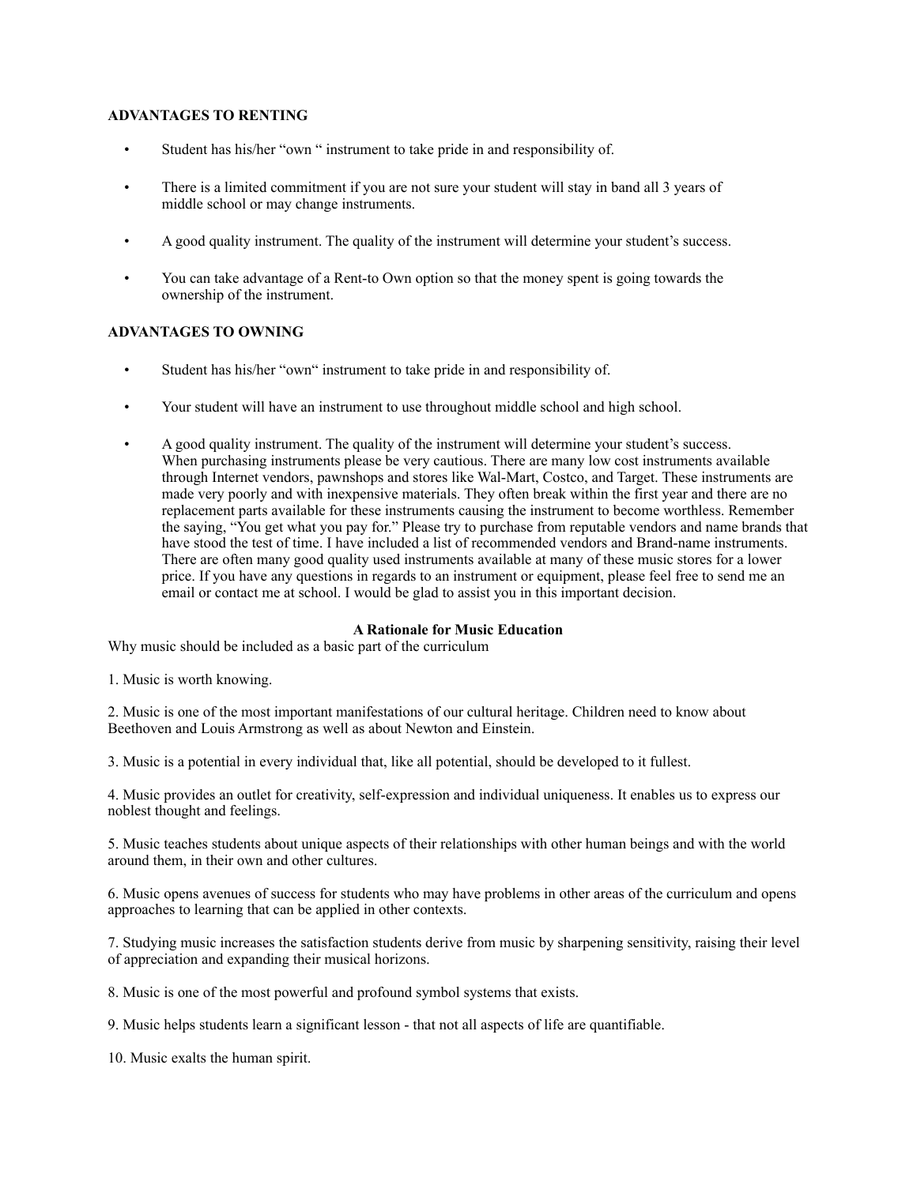**ADVANTAGES TO RENTING**

- Student has his/her "own " instrument to take pride in and responsibility of.
- There is a limited commitment if you are not sure your student will stay in band all 3 years of middle school or may change instruments.
- A good quality instrument. The quality of the instrument will determine your student's success.
- You can take advantage of a Rent-to Own option so that the money spent is going towards the ownership of the instrument.

**ADVANTAGES TO OWNING**

- Student has his/her "own" instrument to take pride in and responsibility of.
- Your student will have an instrument to use throughout middle school and high school.
- A good quality instrument. The quality of the instrument will determine your student's success.
  When purchasing instruments please be very cautious. There are many low cost instruments available through Internet vendors, pawnshops and stores like Wal-Mart, Costco, and Target. These instruments are made very poorly and with inexpensive materials. They often break within the first year and there are no replacement parts available for these instruments causing the instrument to become worthless. Remember the saying, "You get what you pay for." Please try to purchase from reputable vendors and name brands that have stood the test of time. I have included a list of recommended vendors and Brand-name instruments. There are often many good quality used instruments available at many of these music stores for a lower price. If you have any questions in regards to an instrument or equipment, please feel free to send me an email or contact me at school. I would be glad to assist you in this important decision.

**A Rationale for Music Education**

Why music should be included as a basic part of the curriculum

1. Music is worth knowing.

2. Music is one of the most important manifestations of our cultural heritage. Children need to know about Beethoven and Louis Armstrong as well as about Newton and Einstein.

3. Music is a potential in every individual that, like all potential, should be developed to it fullest.

4. Music provides an outlet for creativity, self-expression and individual uniqueness. It enables us to express our noblest thought and feelings.

5. Music teaches students about unique aspects of their relationships with other human beings and with the world around them, in their own and other cultures.

6. Music opens avenues of success for students who may have problems in other areas of the curriculum and opens approaches to learning that can be applied in other contexts.

7. Studying music increases the satisfaction students derive from music by sharpening sensitivity, raising their level of appreciation and expanding their musical horizons.

8. Music is one of the most powerful and profound symbol systems that exists.

9. Music helps students learn a significant lesson - that not all aspects of life are quantifiable.

10. Music exalts the human spirit.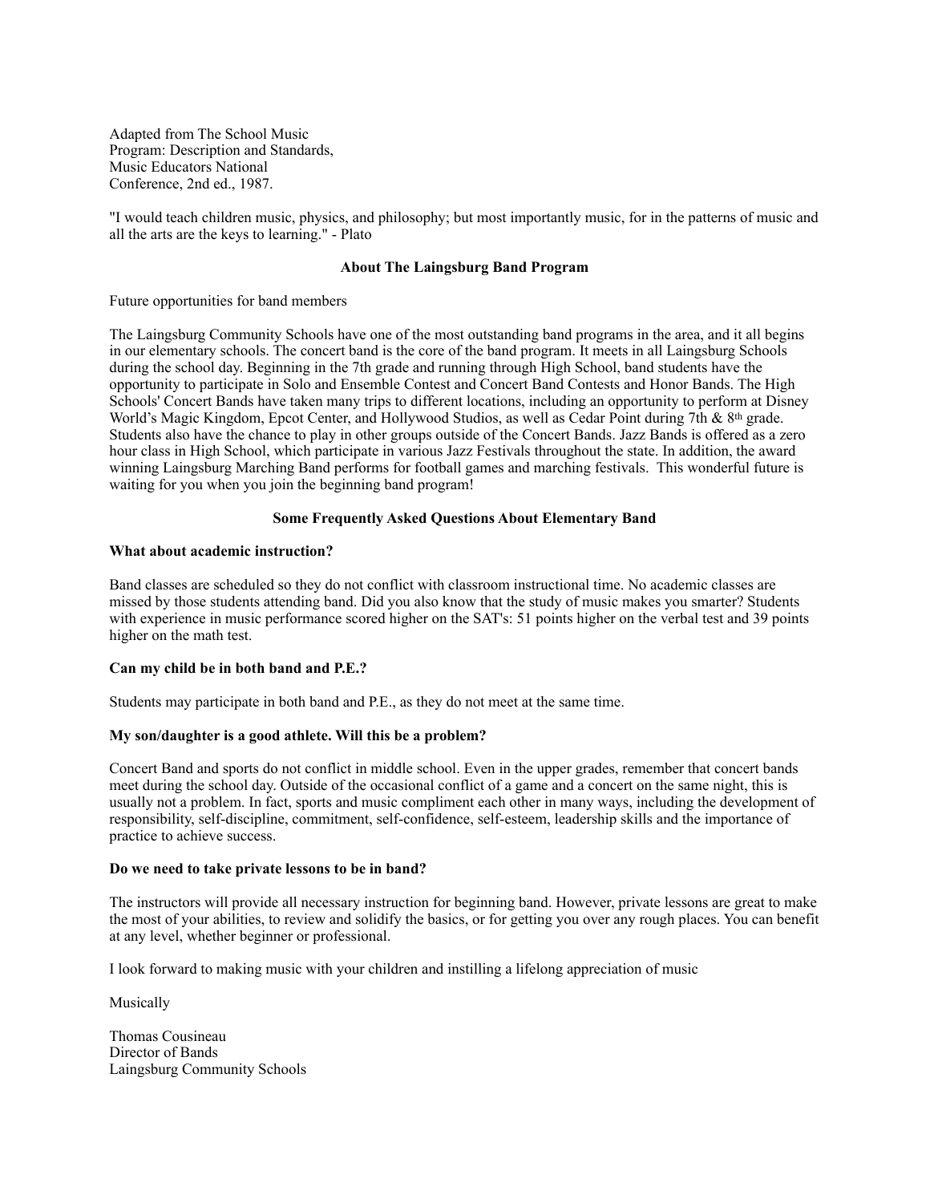Adapted from The School Music
Program: Description and Standards,
Music Educators National
Conference, 2nd ed., 1987.

"I would teach children music, physics, and philosophy; but most importantly music, for in the patterns of music and all the arts are the keys to learning." - Plato

## About The Laingsburg Band Program

Future opportunities for band members

The Laingsburg Community Schools have one of the most outstanding band programs in the area, and it all begins in our elementary schools. The concert band is the core of the band program. It meets in all Laingsburg Schools during the school day. Beginning in the 7th grade and running through High School, band students have the opportunity to participate in Solo and Ensemble Contest and Concert Band Contests and Honor Bands. The High Schools' Concert Bands have taken many trips to different locations, including an opportunity to perform at Disney World's Magic Kingdom, Epcot Center, and Hollywood Studios, as well as Cedar Point during 7th & 8th grade. Students also have the chance to play in other groups outside of the Concert Bands. Jazz Bands is offered as a zero hour class in High School, which participate in various Jazz Festivals throughout the state. In addition, the award winning Laingsburg Marching Band performs for football games and marching festivals. This wonderful future is waiting for you when you join the beginning band program!

## Some Frequently Asked Questions About Elementary Band

**What about academic instruction?**

Band classes are scheduled so they do not conflict with classroom instructional time. No academic classes are missed by those students attending band. Did you also know that the study of music makes you smarter? Students with experience in music performance scored higher on the SAT's: 51 points higher on the verbal test and 39 points higher on the math test.

**Can my child be in both band and P.E.?**

Students may participate in both band and P.E., as they do not meet at the same time.

**My son/daughter is a good athlete. Will this be a problem?**

Concert Band and sports do not conflict in middle school. Even in the upper grades, remember that concert bands meet during the school day. Outside of the occasional conflict of a game and a concert on the same night, this is usually not a problem. In fact, sports and music compliment each other in many ways, including the development of responsibility, self-discipline, commitment, self-confidence, self-esteem, leadership skills and the importance of practice to achieve success.

**Do we need to take private lessons to be in band?**

The instructors will provide all necessary instruction for beginning band. However, private lessons are great to make the most of your abilities, to review and solidify the basics, or for getting you over any rough places. You can benefit at any level, whether beginner or professional.

I look forward to making music with your children and instilling a lifelong appreciation of music

Musically

Thomas Cousineau
Director of Bands
Laingsburg Community Schools